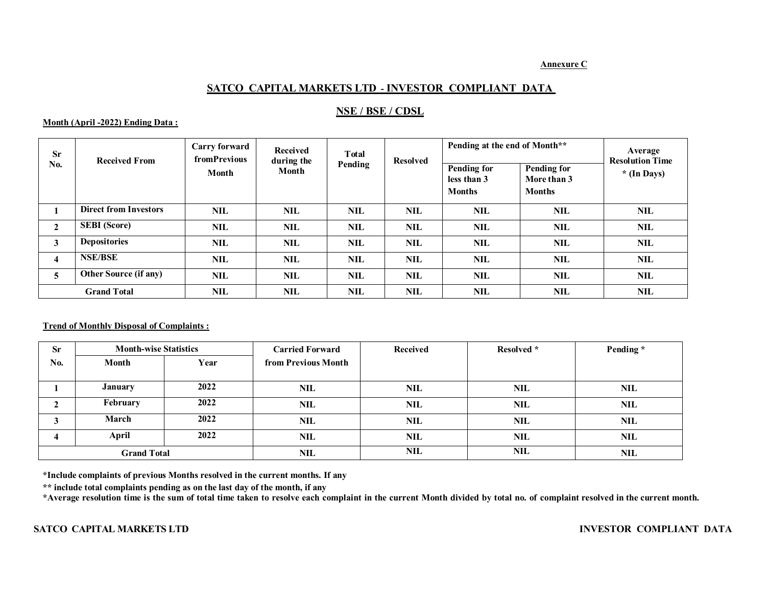**Annexure C**

## SATCO CAPITAL MARKETS LTD - INVESTOR COMPLIANT DATA

## NSE / BSE / CDSL

**Month (April -2022) Ending Data :**

| Sr No. | Received From | Carry forward fromPrevious Month | Received during the Month | Total Pending | Resolved | Pending at the end of Month** | | Average Resolution Time * (In Days) |
|---|---|---|---|---|---|---|---|---|
| | | | | | | Pending for less than 3 Months | Pending for More than 3 Months | |
| 1 | Direct from Investors | NIL | NIL | NIL | NIL | NIL | NIL | NIL |
| 2 | SEBI (Score) | NIL | NIL | NIL | NIL | NIL | NIL | NIL |
| 3 | Depositories | NIL | NIL | NIL | NIL | NIL | NIL | NIL |
| 4 | NSE/BSE | NIL | NIL | NIL | NIL | NIL | NIL | NIL |
| 5 | Other Source (if any) | NIL | NIL | NIL | NIL | NIL | NIL | NIL |
| Grand Total | | NIL | NIL | NIL | NIL | NIL | NIL | NIL |

**Trend of Monthly Disposal of Complaints :**

| Sr No. | Month-wise Statistics | | Carried Forward from Previous Month | Received | Resolved * | Pending * |
|---|---|---|---|---|---|---|
| | Month | Year | | | | |
| 1 | January | 2022 | NIL | NIL | NIL | NIL |
| 2 | February | 2022 | NIL | NIL | NIL | NIL |
| 3 | March | 2022 | NIL | NIL | NIL | NIL |
| 4 | April | 2022 | NIL | NIL | NIL | NIL |
| Grand Total | | | NIL | NIL | NIL | NIL |

*Include complaints of previous Months resolved in the current months. If any

** include total complaints pending as on the last day of the month, if any

*Average resolution time is the sum of total time taken to resolve each complaint in the current Month divided by total no. of complaint resolved in the current month.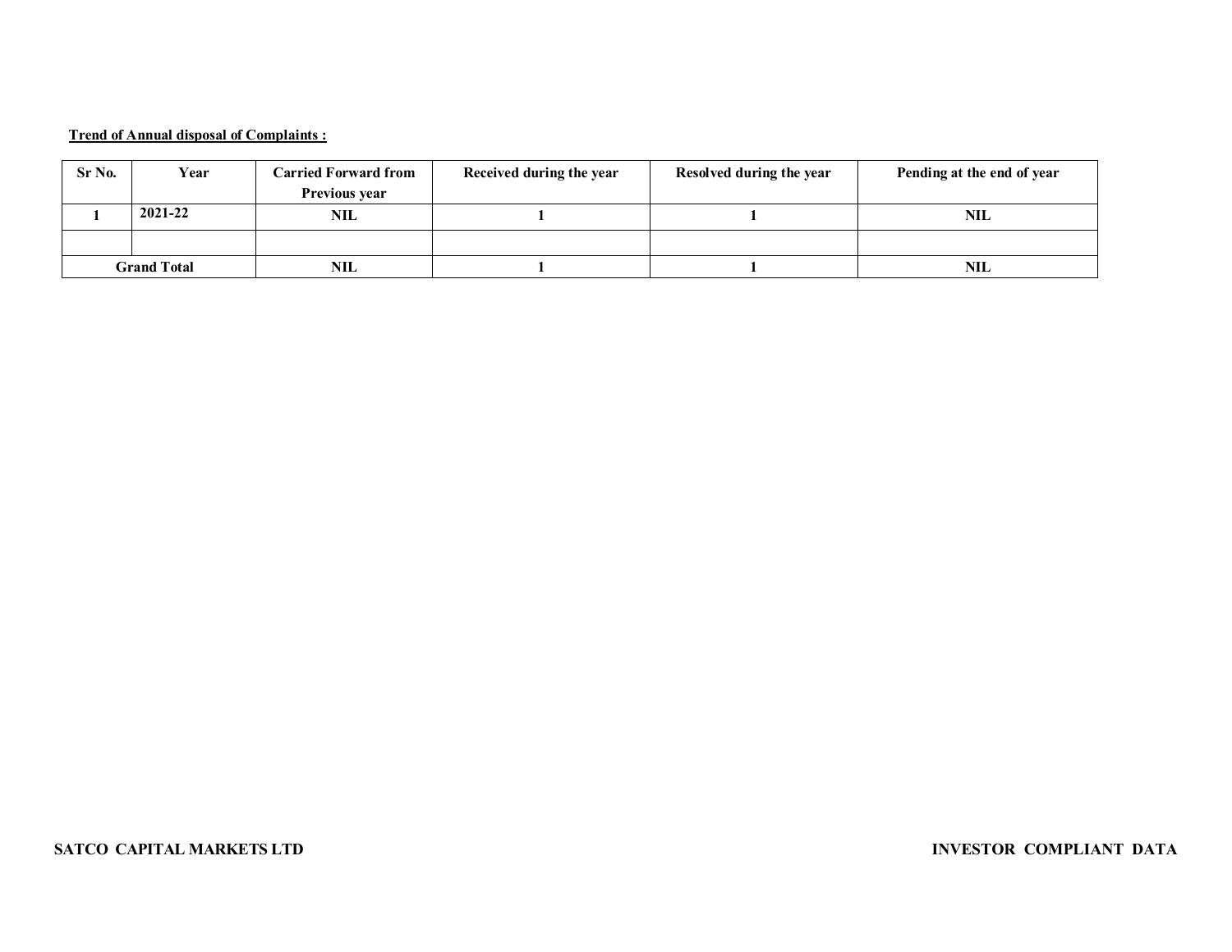**Trend of Annual disposal of Complaints :**

| Sr No. | Year | Carried Forward from Previous year | Received during the year | Resolved during the year | Pending at the end of year |
|---|---|---|---|---|---|
| 1 | 2021-22 | NIL | 1 | 1 | NIL |
| | | | | | |
| Grand Total | | NIL | 1 | 1 | NIL |

SATCO CAPITAL MARKETS LTD

INVESTOR COMPLIANT DATA